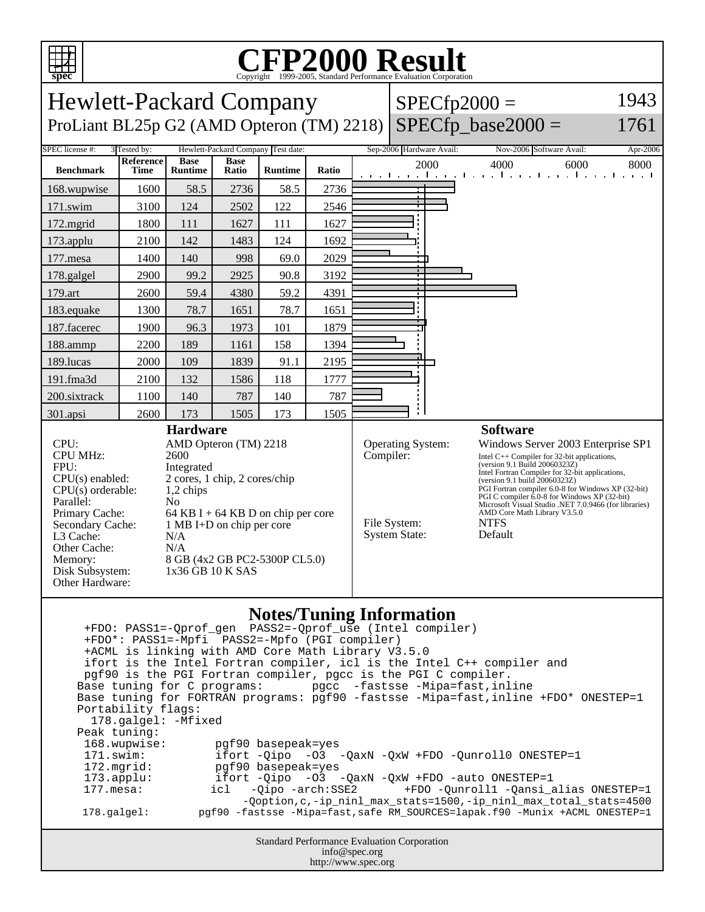# CFP2000 Result

Copyright 1999-2005, Standard Performance Evaluation Corporation

## Hewlett-Packard Company

ProLiant BL25p G2 (AMD Opteron (TM) 2218)

SPECfp2000 = 1943

SPECfp_base2000 = 1761

| SPEC license #: | 3 | Tested by: | Hewlett-Packard Company | Test date: | Sep-2006 | Hardware Avail: | Nov-2006 | Software Avail: | Apr-2006 |
|---|---|---|---|---|---|---|---|---|---|

| Benchmark | Reference Time | Base Runtime | Base Ratio | Runtime | Ratio |
|---|---|---|---|---|---|
| 168.wupwise | 1600 | 58.5 | 2736 | 58.5 | 2736 |
| 171.swim | 3100 | 124 | 2502 | 122 | 2546 |
| 172.mgrid | 1800 | 111 | 1627 | 111 | 1627 |
| 173.applu | 2100 | 142 | 1483 | 124 | 1692 |
| 177.mesa | 1400 | 140 | 998 | 69.0 | 2029 |
| 178.galgel | 2900 | 99.2 | 2925 | 90.8 | 3192 |
| 179.art | 2600 | 59.4 | 4380 | 59.2 | 4391 |
| 183.equake | 1300 | 78.7 | 1651 | 78.7 | 1651 |
| 187.facerec | 1900 | 96.3 | 1973 | 101 | 1879 |
| 188.ammp | 2200 | 189 | 1161 | 158 | 1394 |
| 189.lucas | 2000 | 109 | 1839 | 91.1 | 2195 |
| 191.fma3d | 2100 | 132 | 1586 | 118 | 1777 |
| 200.sixtrack | 1100 | 140 | 787 | 140 | 787 |
| 301.apsi | 2600 | 173 | 1505 | 173 | 1505 |

### Hardware

| | |
|---|---|
| CPU: | AMD Opteron (TM) 2218 |
| CPU MHz: | 2600 |
| FPU: | Integrated |
| CPU(s) enabled: | 2 cores, 1 chip, 2 cores/chip |
| CPU(s) orderable: | 1,2 chips |
| Parallel: | No |
| Primary Cache: | 64 KB I + 64 KB D on chip per core |
| Secondary Cache: | 1 MB I+D on chip per core |
| L3 Cache: | N/A |
| Other Cache: | N/A |
| Memory: | 8 GB (4x2 GB PC2-5300P CL5.0) |
| Disk Subsystem: | 1x36 GB 10 K SAS |
| Other Hardware: | |

### Software

| | |
|---|---|
| Operating System: | Windows Server 2003 Enterprise SP1 |
| Compiler: | Intel C++ Compiler for 32-bit applications, (version 9.1 Build 20060323Z) Intel Fortran Compiler for 32-bit applications, (version 9.1 build 20060323Z) PGI Fortran compiler 6.0-8 for Windows XP (32-bit) PGI C compiler 6.0-8 for Windows XP (32-bit) Microsoft Visual Studio .NET 7.0.9466 (for libraries) AMD Core Math Library V3.5.0 |
| File System: | NTFS |
| System State: | Default |

### Notes/Tuning Information

```
 +FDO: PASS1=-Qprof_gen  PASS2=-Qprof_use (Intel compiler)
 +FDO*: PASS1=-Mpfi  PASS2=-Mpfo (PGI compiler)
 +ACML is linking with AMD Core Math Library V3.5.0
 ifort is the Intel Fortran compiler, icl is the Intel C++ compiler and
 pgf90 is the PGI Fortran compiler, pgcc is the PGI C compiler.
Base tuning for C programs:       pgcc  -fastsse -Mipa=fast,inline
Base tuning for FORTRAN programs: pgf90 -fastsse -Mipa=fast,inline +FDO* ONESTEP=1
Portability flags:
  178.galgel: -Mfixed
Peak tuning:
 168.wupwise:       pgf90 basepeak=yes
 171.swim:          ifort -Qipo  -O3  -QaxN -QxW +FDO -Qunroll0 ONESTEP=1
 172.mgrid:         pgf90 basepeak=yes
 173.applu:         ifort -Qipo  -O3  -QaxN -QxW +FDO -auto ONESTEP=1
 177.mesa:         icl   -Qipo -arch:SSE2       +FDO -Qunroll1 -Qansi_alias ONESTEP=1
                          -Qoption,c,-ip_ninl_max_stats=1500,-ip_ninl_max_total_stats=4500
 178.galgel:       pgf90 -fastsse -Mipa=fast,safe RM_SOURCES=lapak.f90 -Munix +ACML ONESTEP=1
```

Standard Performance Evaluation Corporation
info@spec.org
http://www.spec.org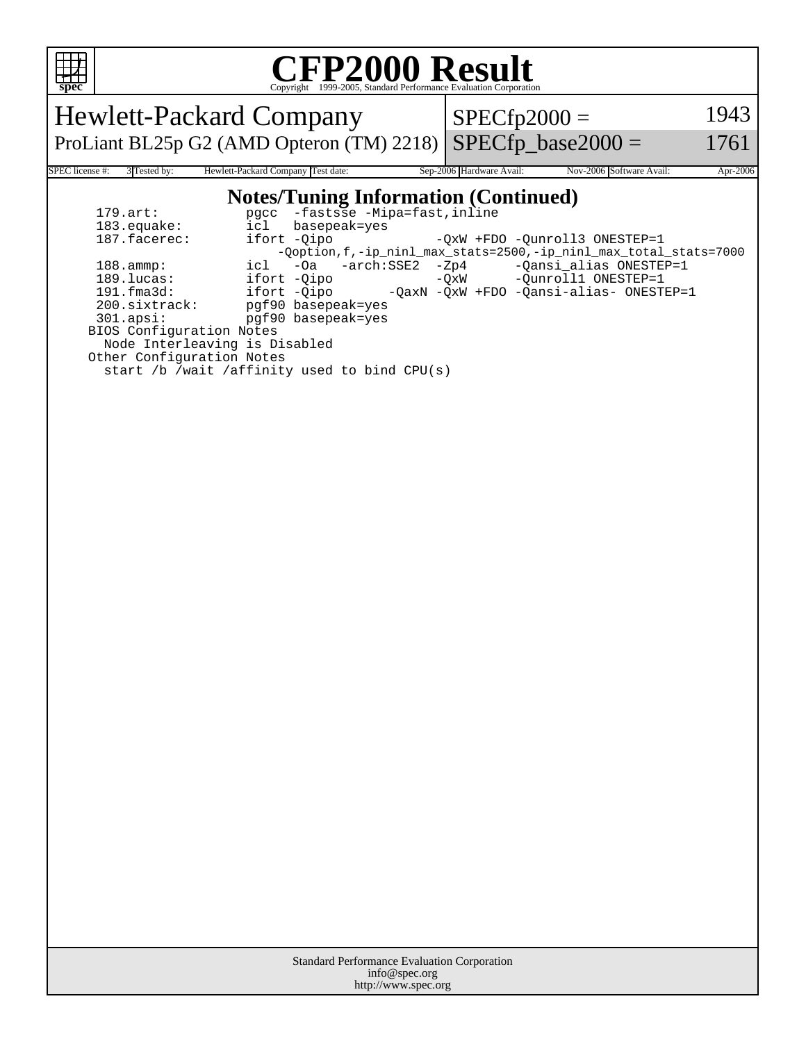# CFP2000 Result

Copyright 1999-2005, Standard Performance Evaluation Corporation

## Hewlett-Packard Company

ProLiant BL25p G2 (AMD Opteron (TM) 2218)

SPECfp2000 = 1943

SPECfp_base2000 = 1761

| SPEC license #: | 3 | Tested by: | Hewlett-Packard Company | Test date: | Sep-2006 | Hardware Avail: | Nov-2006 | Software Avail: | Apr-2006 |
|---|---|---|---|---|---|---|---|---|---|

### Notes/Tuning Information (Continued)

```
    179.art:          pgcc  -fastsse -Mipa=fast,inline
    183.equake:       icl   basepeak=yes
    187.facerec:      ifort -Qipo              -QxW +FDO -Qunroll3 ONESTEP=1
                          -Qoption,f,-ip_ninl_max_stats=2500,-ip_ninl_max_total_stats=7000
    188.ammp:         icl   -Oa   -arch:SSE2  -Zp4      -Qansi_alias ONESTEP=1
    189.lucas:        ifort -Qipo              -QxW      -Qunroll1 ONESTEP=1
    191.fma3d:        ifort -Qipo       -QaxN -QxW +FDO -Qansi-alias- ONESTEP=1
    200.sixtrack:     pgf90 basepeak=yes
    301.apsi:         pgf90 basepeak=yes
   BIOS Configuration Notes
     Node Interleaving is Disabled
   Other Configuration Notes
     start /b /wait /affinity used to bind CPU(s)
```

Standard Performance Evaluation Corporation
info@spec.org
http://www.spec.org